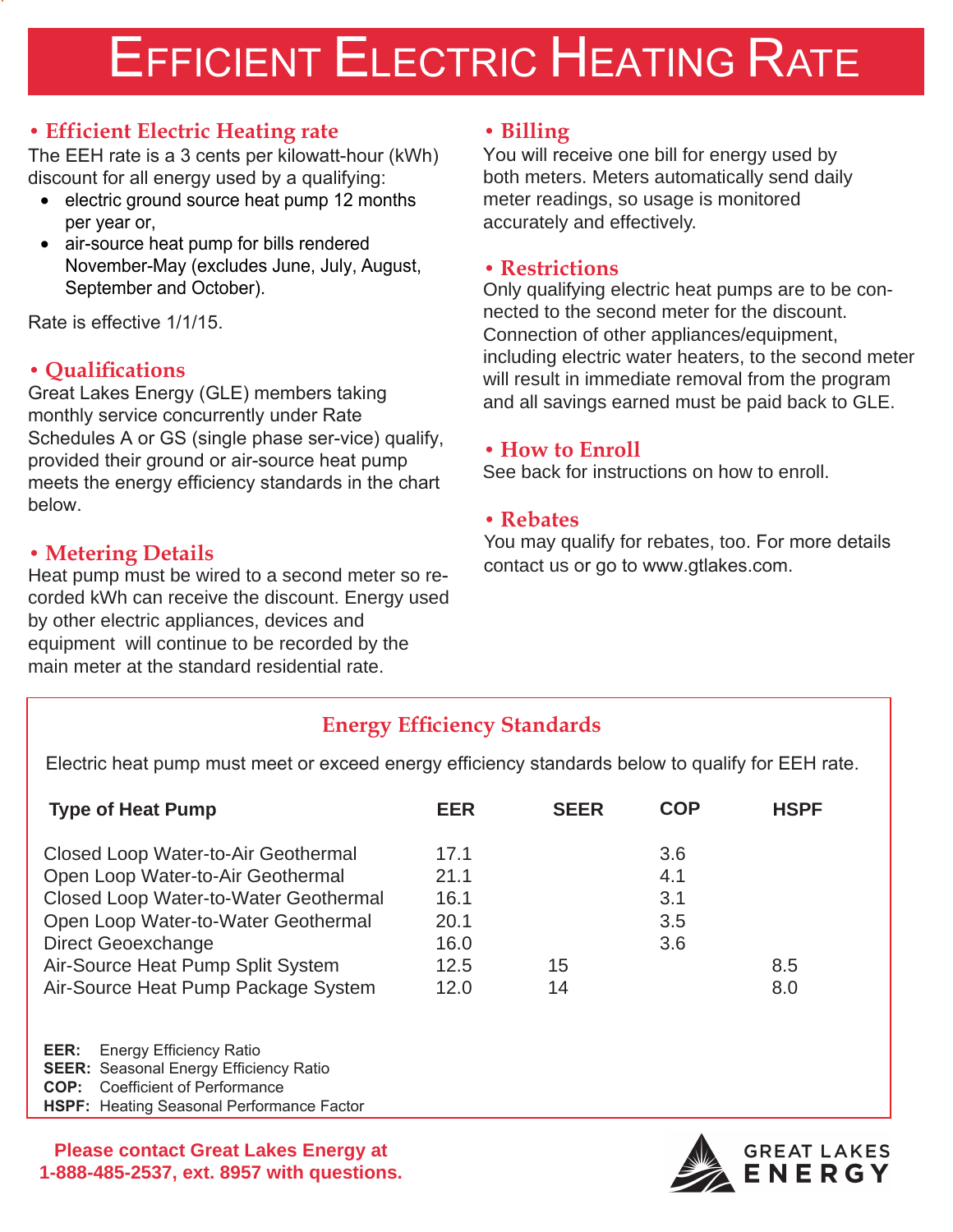# Efficient Electric Heating Rate

## • Efficient Electric Heating rate

The EEH rate is a 3 cents per kilowatt-hour (kWh) discount for all energy used by a qualifying:

- electric ground source heat pump 12 months per year or,
- air-source heat pump for bills rendered November-May (excludes June, July, August, September and October).

Rate is effective 1/1/15.

## • Qualifications

Great Lakes Energy (GLE) members taking monthly service concurrently under Rate Schedules A or GS (single phase ser-vice) qualify, provided their ground or air-source heat pump meets the energy efficiency standards in the chart below.

## • Metering Details

Heat pump must be wired to a second meter so recorded kWh can receive the discount. Energy used by other electric appliances, devices and equipment will continue to be recorded by the main meter at the standard residential rate.

## • Billing

You will receive one bill for energy used by both meters. Meters automatically send daily meter readings, so usage is monitored accurately and effectively.

## • Restrictions

Only qualifying electric heat pumps are to be connected to the second meter for the discount. Connection of other appliances/equipment, including electric water heaters, to the second meter will result in immediate removal from the program and all savings earned must be paid back to GLE.

## • How to Enroll

See back for instructions on how to enroll.

## • Rebates

You may qualify for rebates, too. For more details contact us or go to www.gtlakes.com.

## Energy Efficiency Standards

Electric heat pump must meet or exceed energy efficiency standards below to qualify for EEH rate.

| Type of Heat Pump | EER | SEER | COP | HSPF |
|---|---|---|---|---|
| Closed Loop Water-to-Air Geothermal | 17.1 | | 3.6 | |
| Open Loop Water-to-Air Geothermal | 21.1 | | 4.1 | |
| Closed Loop Water-to-Water Geothermal | 16.1 | | 3.1 | |
| Open Loop Water-to-Water Geothermal | 20.1 | | 3.5 | |
| Direct Geoexchange | 16.0 | | 3.6 | |
| Air-Source Heat Pump Split System | 12.5 | 15 | | 8.5 |
| Air-Source Heat Pump Package System | 12.0 | 14 | | 8.0 |

**EER:** Energy Efficiency Ratio
**SEER:** Seasonal Energy Efficiency Ratio
**COP:** Coefficient of Performance
**HSPF:** Heating Seasonal Performance Factor

**Please contact Great Lakes Energy at 1-888-485-2537, ext. 8957 with questions.**

GREAT LAKES ENERGY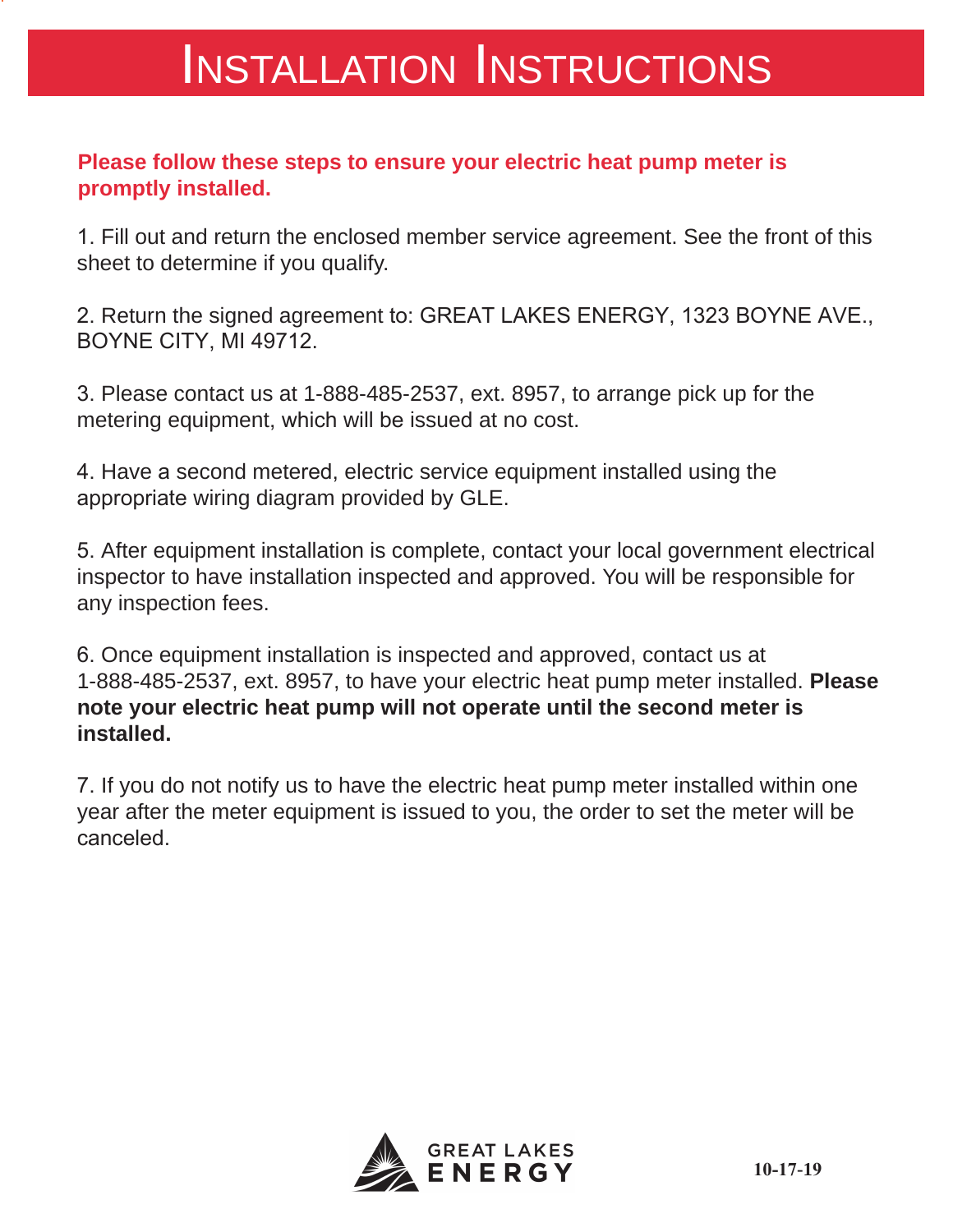# Installation Instructions

**Please follow these steps to ensure your electric heat pump meter is promptly installed.**

1. Fill out and return the enclosed member service agreement. See the front of this sheet to determine if you qualify.

2. Return the signed agreement to: GREAT LAKES ENERGY, 1323 BOYNE AVE., BOYNE CITY, MI 49712.

3. Please contact us at 1-888-485-2537, ext. 8957, to arrange pick up for the metering equipment, which will be issued at no cost.

4. Have a second metered, electric service equipment installed using the appropriate wiring diagram provided by GLE.

5. After equipment installation is complete, contact your local government electrical inspector to have installation inspected and approved. You will be responsible for any inspection fees.

6. Once equipment installation is inspected and approved, contact us at 1-888-485-2537, ext. 8957, to have your electric heat pump meter installed. **Please note your electric heat pump will not operate until the second meter is installed.**

7. If you do not notify us to have the electric heat pump meter installed within one year after the meter equipment is issued to you, the order to set the meter will be canceled.

GREAT LAKES ENERGY

10-17-19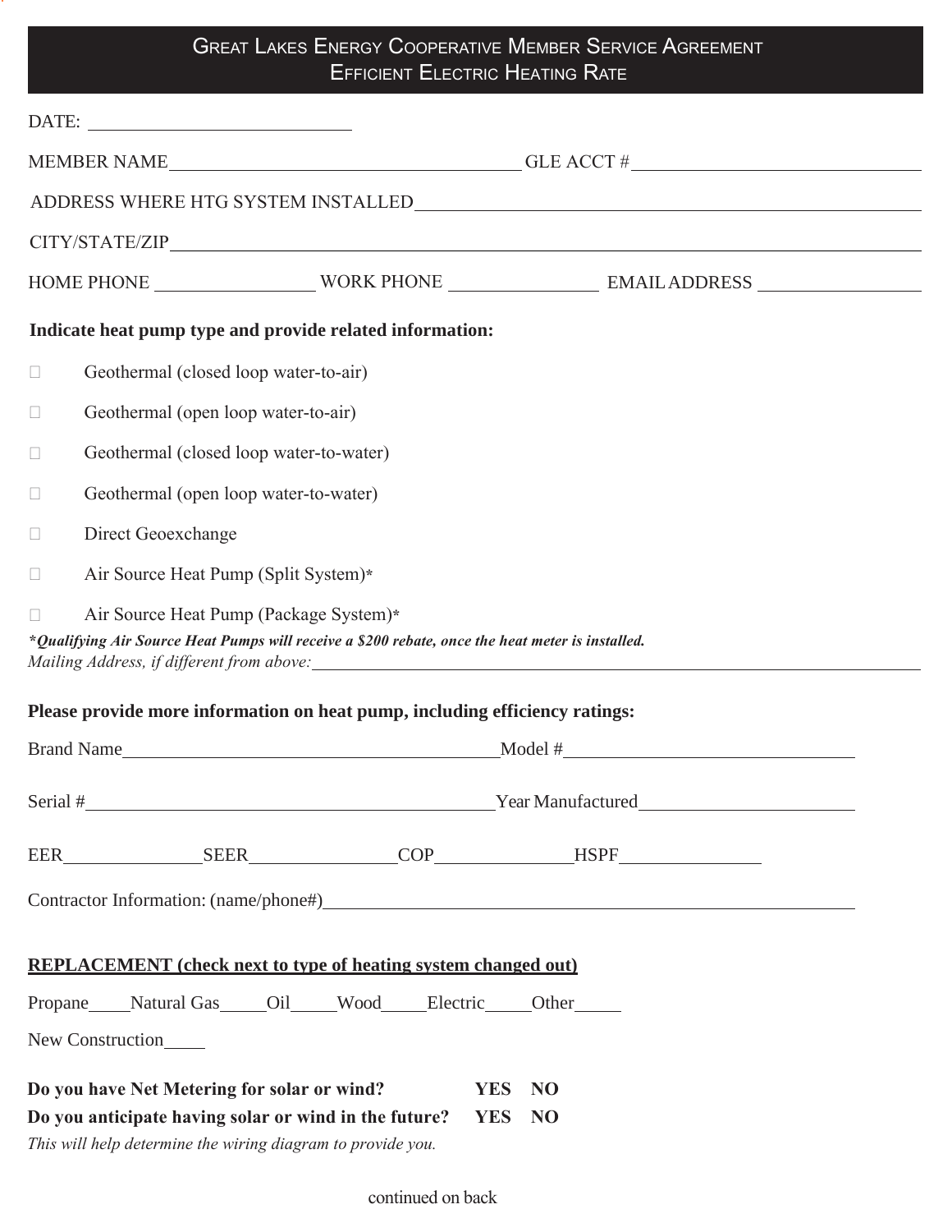# Great Lakes Energy Cooperative Member Service Agreement
## Efficient Electric Heating Rate

DATE: ____________________________

MEMBER NAME______________________________________ GLE ACCT #______________________________

ADDRESS WHERE HTG SYSTEM INSTALLED________________________________________________

CITY/STATE/ZIP____________________________________________________________________

HOME PHONE _________________ WORK PHONE ________________ EMAIL ADDRESS _________________

**Indicate heat pump type and provide related information:**

- ☐ Geothermal (closed loop water-to-air)
- ☐ Geothermal (open loop water-to-air)
- ☐ Geothermal (closed loop water-to-water)
- ☐ Geothermal (open loop water-to-water)
- ☐ Direct Geoexchange
- ☐ Air Source Heat Pump (Split System)*
- ☐ Air Source Heat Pump (Package System)*

***Qualifying Air Source Heat Pumps will receive a $200 rebate, once the heat meter is installed.***

*Mailing Address, if different from above:*______________________________________________

**Please provide more information on heat pump, including efficiency ratings:**

Brand Name_________________________________________Model #______________________________

Serial #____________________________________________Year Manufactured______________________

EER_______________SEER________________COP_______________HSPF_______________

Contractor Information: (name/phone#)____________________________________________________

**<u>REPLACEMENT (check next to type of heating system changed out)</u>**

Propane_____Natural Gas_____Oil_____Wood_____Electric_____Other_____

New Construction_____

**Do you have Net Metering for solar or wind? YES NO**

**Do you anticipate having solar or wind in the future? YES NO**

*This will help determine the wiring diagram to provide you.*

continued on back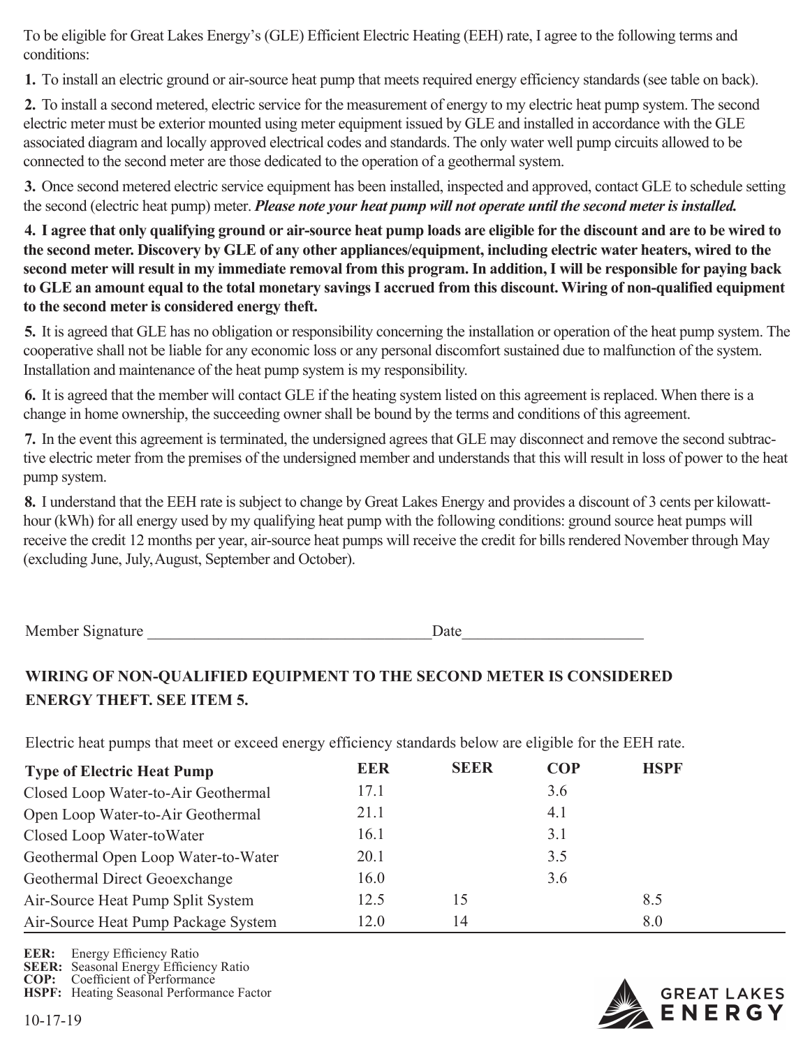To be eligible for Great Lakes Energy's (GLE) Efficient Electric Heating (EEH) rate, I agree to the following terms and conditions:

**1.** To install an electric ground or air-source heat pump that meets required energy efficiency standards (see table on back).

**2.** To install a second metered, electric service for the measurement of energy to my electric heat pump system. The second electric meter must be exterior mounted using meter equipment issued by GLE and installed in accordance with the GLE associated diagram and locally approved electrical codes and standards. The only water well pump circuits allowed to be connected to the second meter are those dedicated to the operation of a geothermal system.

**3.** Once second metered electric service equipment has been installed, inspected and approved, contact GLE to schedule setting the second (electric heat pump) meter. ***Please note your heat pump will not operate until the second meter is installed.***

**4. I agree that only qualifying ground or air-source heat pump loads are eligible for the discount and are to be wired to the second meter. Discovery by GLE of any other appliances/equipment, including electric water heaters, wired to the second meter will result in my immediate removal from this program. In addition, I will be responsible for paying back to GLE an amount equal to the total monetary savings I accrued from this discount. Wiring of non-qualified equipment to the second meter is considered energy theft.**

**5.** It is agreed that GLE has no obligation or responsibility concerning the installation or operation of the heat pump system. The cooperative shall not be liable for any economic loss or any personal discomfort sustained due to malfunction of the system. Installation and maintenance of the heat pump system is my responsibility.

**6.** It is agreed that the member will contact GLE if the heating system listed on this agreement is replaced. When there is a change in home ownership, the succeeding owner shall be bound by the terms and conditions of this agreement.

**7.** In the event this agreement is terminated, the undersigned agrees that GLE may disconnect and remove the second subtractive electric meter from the premises of the undersigned member and understands that this will result in loss of power to the heat pump system.

**8.** I understand that the EEH rate is subject to change by Great Lakes Energy and provides a discount of 3 cents per kilowatt-hour (kWh) for all energy used by my qualifying heat pump with the following conditions: ground source heat pumps will receive the credit 12 months per year, air-source heat pumps will receive the credit for bills rendered November through May (excluding June, July, August, September and October).

Member Signature ____________________________________ Date______________________

**WIRING OF NON-QUALIFIED EQUIPMENT TO THE SECOND METER IS CONSIDERED ENERGY THEFT. SEE ITEM 5.**

Electric heat pumps that meet or exceed energy efficiency standards below are eligible for the EEH rate.

| Type of Electric Heat Pump | EER | SEER | COP | HSPF |
|---|---|---|---|---|
| Closed Loop Water-to-Air Geothermal | 17.1 | | 3.6 | |
| Open Loop Water-to-Air Geothermal | 21.1 | | 4.1 | |
| Closed Loop Water-toWater | 16.1 | | 3.1 | |
| Geothermal Open Loop Water-to-Water | 20.1 | | 3.5 | |
| Geothermal Direct Geoexchange | 16.0 | | 3.6 | |
| Air-Source Heat Pump Split System | 12.5 | 15 | | 8.5 |
| Air-Source Heat Pump Package System | 12.0 | 14 | | 8.0 |

**EER:** Energy Efficiency Ratio
**SEER:** Seasonal Energy Efficiency Ratio
**COP:** Coefficient of Performance
**HSPF:** Heating Seasonal Performance Factor

10-17-19

GREAT LAKES ENERGY